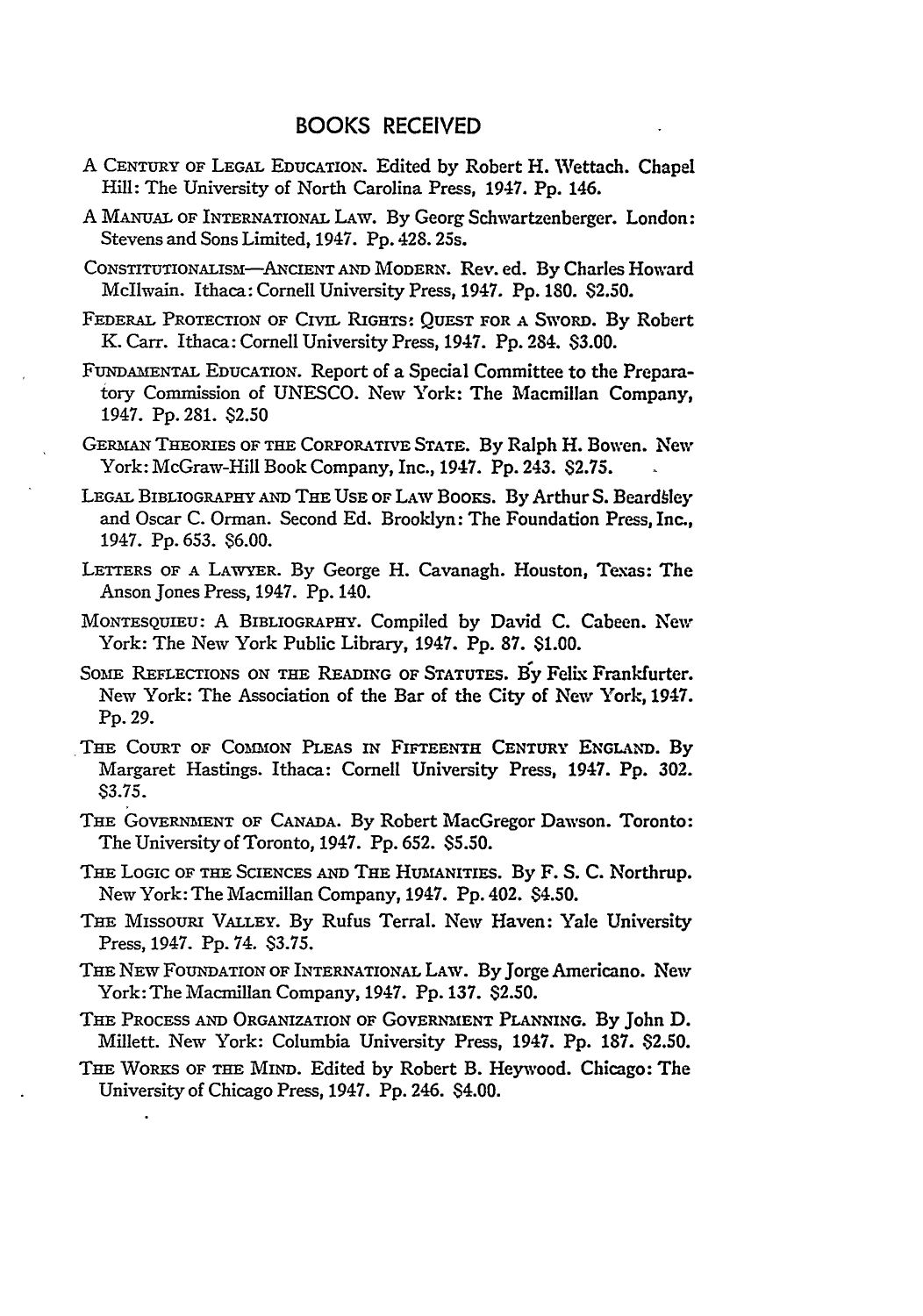## BOOKS RECEIVED

A Century of Legal Education. Edited by Robert H. Wettach. Chapel Hill: The University of North Carolina Press, 1947. Pp. 146.

A Manual of International Law. By Georg Schwartzenberger. London: Stevens and Sons Limited, 1947. Pp. 428. 25s.

Constitutionalism—Ancient and Modern. Rev. ed. By Charles Howard McIlwain. Ithaca: Cornell University Press, 1947. Pp. 180. $2.50.

Federal Protection of Civil Rights: Quest for a Sword. By Robert K. Carr. Ithaca: Cornell University Press, 1947. Pp. 284. $3.00.

Fundamental Education. Report of a Special Committee to the Preparatory Commission of UNESCO. New York: The Macmillan Company, 1947. Pp. 281. $2.50

German Theories of the Corporative State. By Ralph H. Bowen. New York: McGraw-Hill Book Company, Inc., 1947. Pp. 243. $2.75.

Legal Bibliography and The Use of Law Books. By Arthur S. Beardsley and Oscar C. Orman. Second Ed. Brooklyn: The Foundation Press, Inc., 1947. Pp. 653. $6.00.

Letters of a Lawyer. By George H. Cavanagh. Houston, Texas: The Anson Jones Press, 1947. Pp. 140.

Montesquieu: A Bibliography. Compiled by David C. Cabeen. New York: The New York Public Library, 1947. Pp. 87. $1.00.

Some Reflections on the Reading of Statutes. By Felix Frankfurter. New York: The Association of the Bar of the City of New York, 1947. Pp. 29.

The Court of Common Pleas in Fifteenth Century England. By Margaret Hastings. Ithaca: Cornell University Press, 1947. Pp. 302. $3.75.

The Government of Canada. By Robert MacGregor Dawson. Toronto: The University of Toronto, 1947. Pp. 652. $5.50.

The Logic of the Sciences and The Humanities. By F. S. C. Northrup. New York: The Macmillan Company, 1947. Pp. 402. $4.50.

The Missouri Valley. By Rufus Terral. New Haven: Yale University Press, 1947. Pp. 74. $3.75.

The New Foundation of International Law. By Jorge Americano. New York: The Macmillan Company, 1947. Pp. 137. $2.50.

The Process and Organization of Government Planning. By John D. Millett. New York: Columbia University Press, 1947. Pp. 187. $2.50.

The Works of the Mind. Edited by Robert B. Heywood. Chicago: The University of Chicago Press, 1947. Pp. 246. $4.00.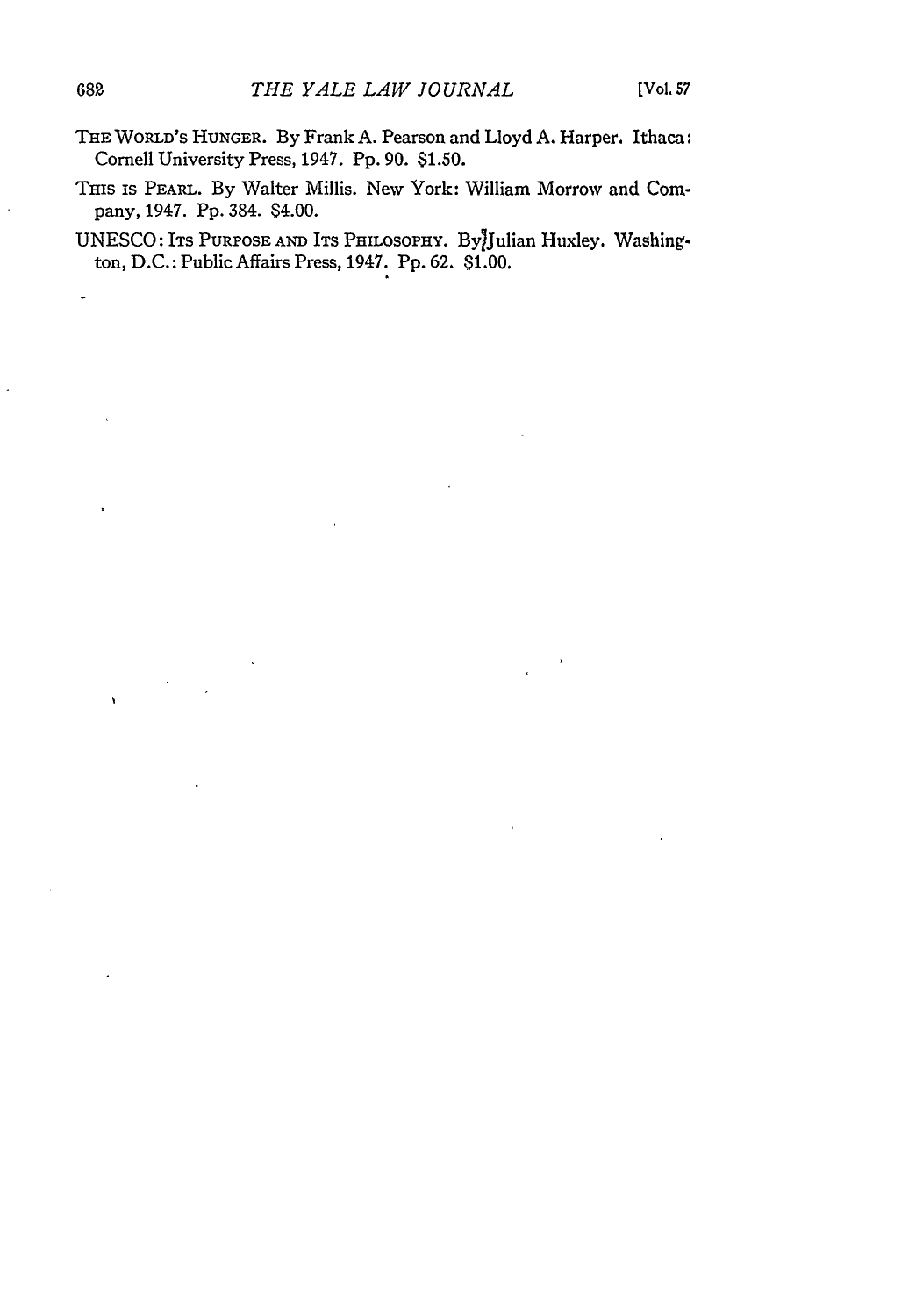THE WORLD'S HUNGER. By Frank A. Pearson and Lloyd A. Harper. Ithaca: Cornell University Press, 1947. Pp. 90. $1.50.

THIS IS PEARL. By Walter Millis. New York: William Morrow and Company, 1947. Pp. 384. $4.00.

UNESCO: ITS PURPOSE AND ITS PHILOSOPHY. By Julian Huxley. Washington, D.C.: Public Affairs Press, 1947. Pp. 62. $1.00.